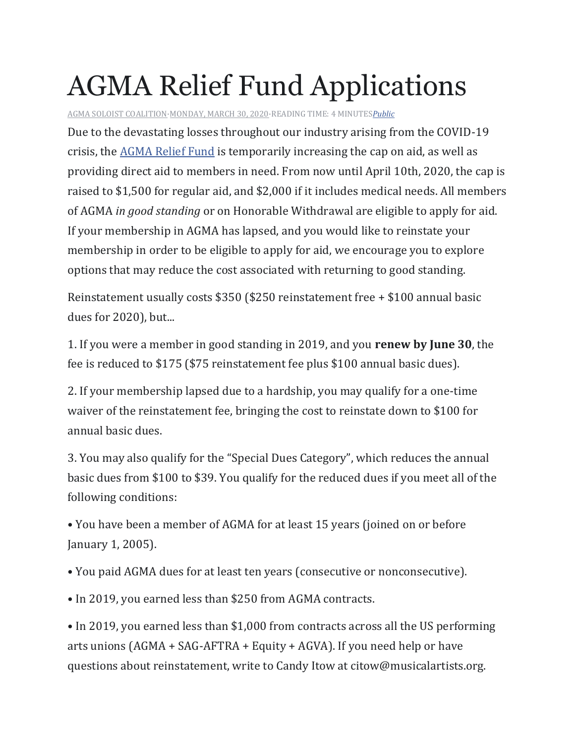# AGMA Relief Fund Applications

AGMA SOLOIST COALITION·MONDAY, MARCH 30, 2020·READING TIME: 4 MINUTES*Public*

Due to the devastating losses throughout our industry arising from the COVID-19 crisis, the AGMA Relief Fund is temporarily increasing the cap on aid, as well as providing direct aid to members in need. From now until April 10th, 2020, the cap is raised to $1,500 for regular aid, and $2,000 if it includes medical needs. All members of AGMA *in good standing* or on Honorable Withdrawal are eligible to apply for aid. If your membership in AGMA has lapsed, and you would like to reinstate your membership in order to be eligible to apply for aid, we encourage you to explore options that may reduce the cost associated with returning to good standing.

Reinstatement usually costs $350 ($250 reinstatement free + $100 annual basic dues for 2020), but...

1. If you were a member in good standing in 2019, and you **renew by June 30**, the fee is reduced to $175 ($75 reinstatement fee plus $100 annual basic dues).

2. If your membership lapsed due to a hardship, you may qualify for a one-time waiver of the reinstatement fee, bringing the cost to reinstate down to $100 for annual basic dues.

3. You may also qualify for the "Special Dues Category", which reduces the annual basic dues from $100 to $39. You qualify for the reduced dues if you meet all of the following conditions:

• You have been a member of AGMA for at least 15 years (joined on or before January 1, 2005).

• You paid AGMA dues for at least ten years (consecutive or nonconsecutive).

• In 2019, you earned less than $250 from AGMA contracts.

• In 2019, you earned less than $1,000 from contracts across all the US performing arts unions (AGMA + SAG-AFTRA + Equity + AGVA). If you need help or have questions about reinstatement, write to Candy Itow at citow@musicalartists.org.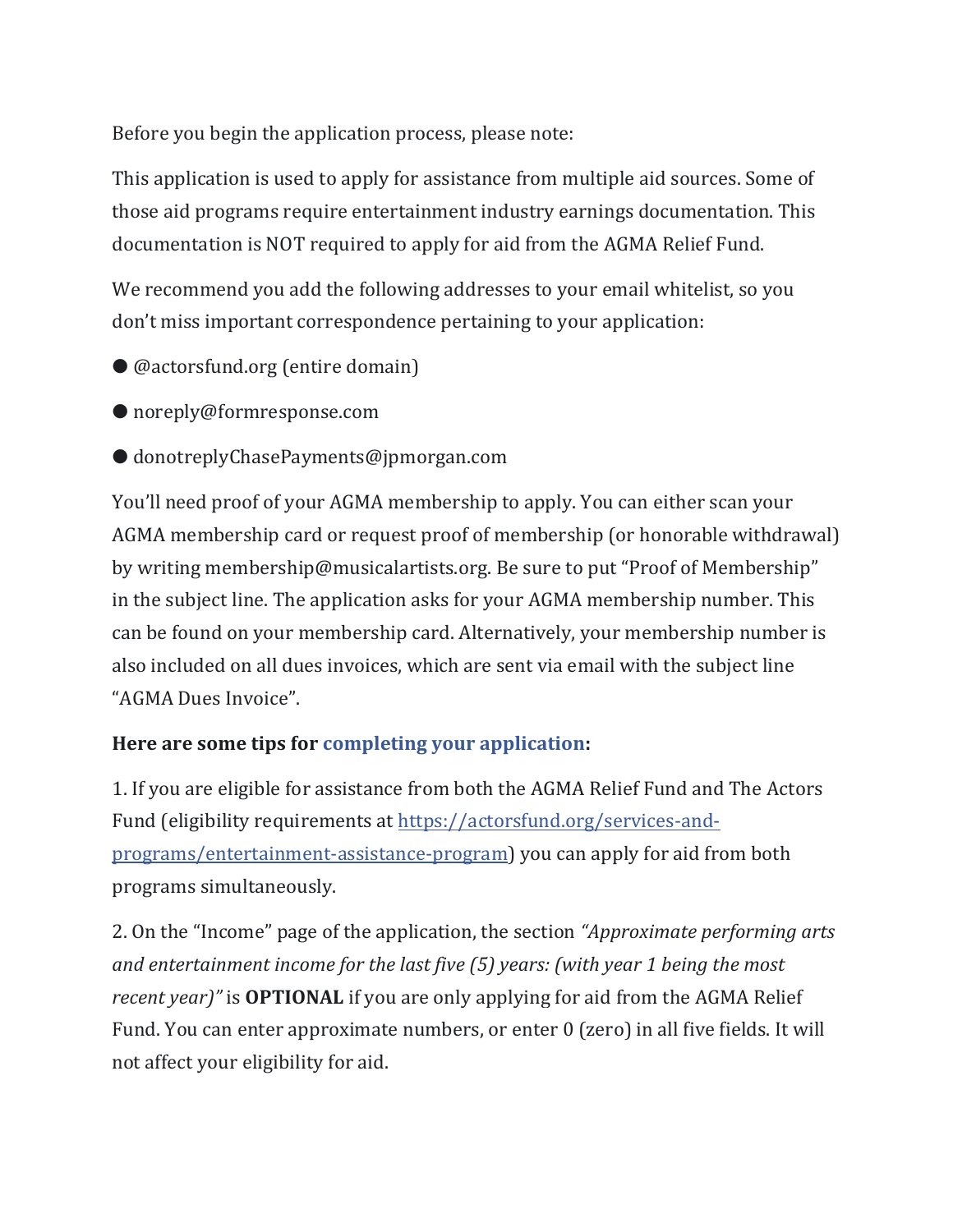Before you begin the application process, please note:

This application is used to apply for assistance from multiple aid sources. Some of those aid programs require entertainment industry earnings documentation. This documentation is NOT required to apply for aid from the AGMA Relief Fund.

We recommend you add the following addresses to your email whitelist, so you don't miss important correspondence pertaining to your application:

- @actorsfund.org (entire domain)
- noreply@formresponse.com
- donotreplyChasePayments@jpmorgan.com

You'll need proof of your AGMA membership to apply. You can either scan your AGMA membership card or request proof of membership (or honorable withdrawal) by writing membership@musicalartists.org. Be sure to put "Proof of Membership" in the subject line. The application asks for your AGMA membership number. This can be found on your membership card. Alternatively, your membership number is also included on all dues invoices, which are sent via email with the subject line "AGMA Dues Invoice".

**Here are some tips for completing your application:**

1. If you are eligible for assistance from both the AGMA Relief Fund and The Actors Fund (eligibility requirements at [https://actorsfund.org/services-and-programs/entertainment-assistance-program](https://actorsfund.org/services-and-programs/entertainment-assistance-program)) you can apply for aid from both programs simultaneously.

2. On the "Income" page of the application, the section *"Approximate performing arts and entertainment income for the last five (5) years: (with year 1 being the most recent year)"* is **OPTIONAL** if you are only applying for aid from the AGMA Relief Fund. You can enter approximate numbers, or enter 0 (zero) in all five fields. It will not affect your eligibility for aid.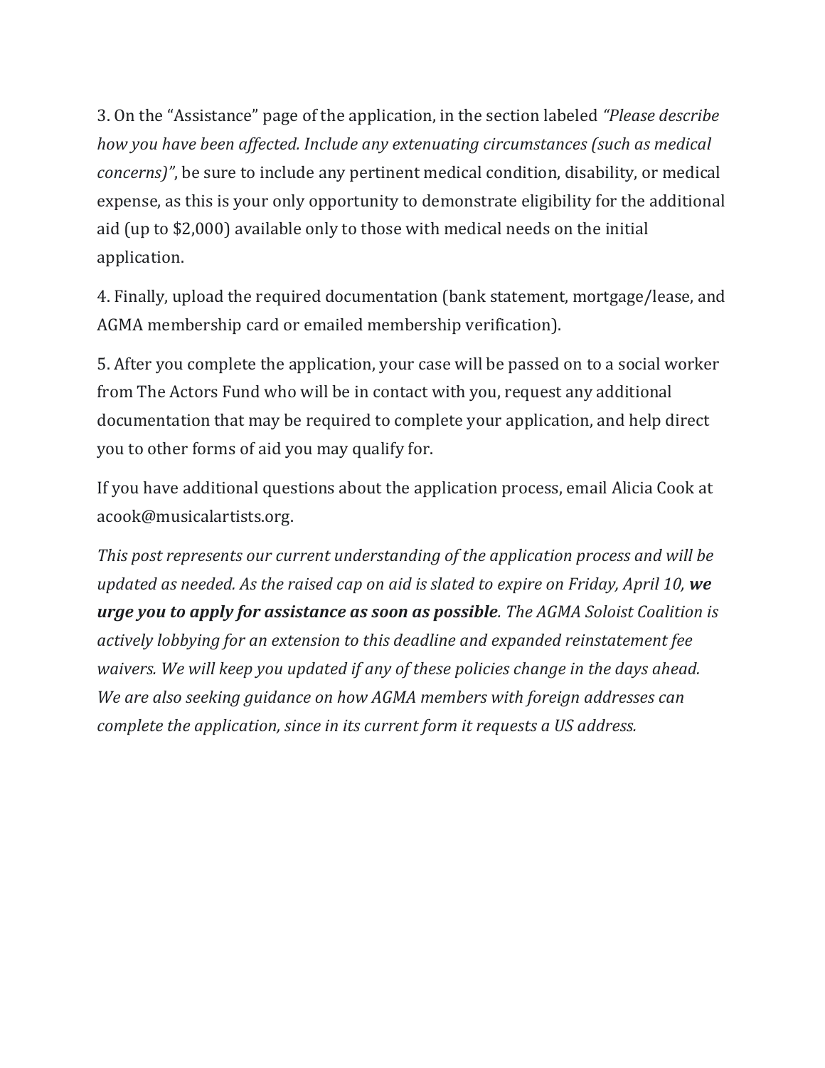3. On the "Assistance" page of the application, in the section labeled *"Please describe how you have been affected. Include any extenuating circumstances (such as medical concerns)"*, be sure to include any pertinent medical condition, disability, or medical expense, as this is your only opportunity to demonstrate eligibility for the additional aid (up to $2,000) available only to those with medical needs on the initial application.

4. Finally, upload the required documentation (bank statement, mortgage/lease, and AGMA membership card or emailed membership verification).

5. After you complete the application, your case will be passed on to a social worker from The Actors Fund who will be in contact with you, request any additional documentation that may be required to complete your application, and help direct you to other forms of aid you may qualify for.

If you have additional questions about the application process, email Alicia Cook at acook@musicalartists.org.

*This post represents our current understanding of the application process and will be updated as needed. As the raised cap on aid is slated to expire on Friday, April 10,* ***we urge you to apply for assistance as soon as possible****. The AGMA Soloist Coalition is actively lobbying for an extension to this deadline and expanded reinstatement fee waivers. We will keep you updated if any of these policies change in the days ahead. We are also seeking guidance on how AGMA members with foreign addresses can complete the application, since in its current form it requests a US address.*